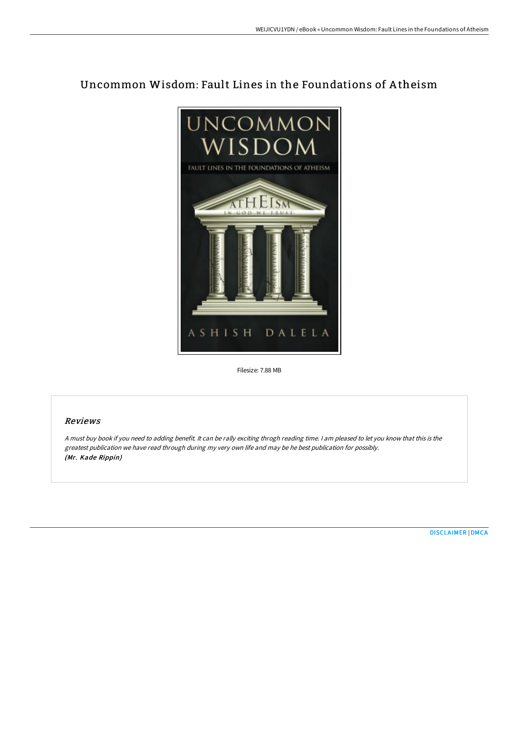# Uncommon Wisdom: Fault Lines in the Foundations of Atheism

Filesize: 7.88 MB

## Reviews

*A must buy book if you need to adding benefit. It can be rally exciting throgh reading time. I am pleased to let you know that this is the greatest publication we have read through during my very own life and may be he best publication for possibly.*
***(Mr. Kade Rippin)***

[DISCLAIMER](#) | [DMCA](#)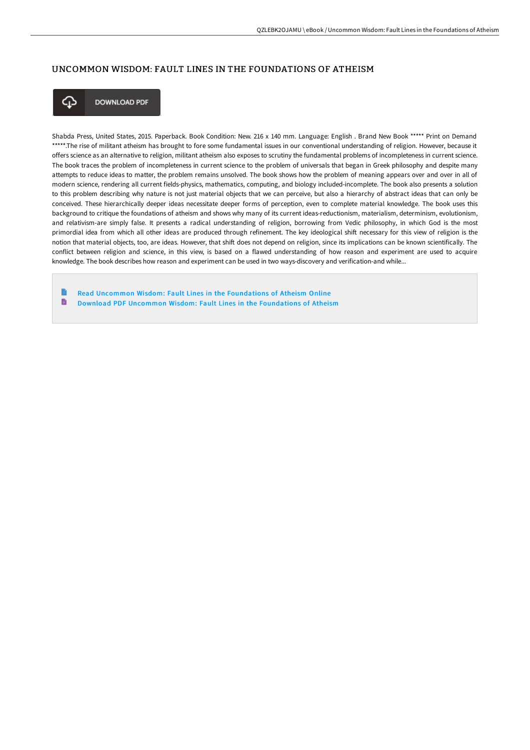## UNCOMMON WISDOM: FAULT LINES IN THE FOUNDATIONS OF ATHEISM

DOWNLOAD PDF

Shabda Press, United States, 2015. Paperback. Book Condition: New. 216 x 140 mm. Language: English . Brand New Book ***** Print on Demand *****.The rise of militant atheism has brought to fore some fundamental issues in our conventional understanding of religion. However, because it offers science as an alternative to religion, militant atheism also exposes to scrutiny the fundamental problems of incompleteness in current science. The book traces the problem of incompleteness in current science to the problem of universals that began in Greek philosophy and despite many attempts to reduce ideas to matter, the problem remains unsolved. The book shows how the problem of meaning appears over and over in all of modern science, rendering all current fields-physics, mathematics, computing, and biology included-incomplete. The book also presents a solution to this problem describing why nature is not just material objects that we can perceive, but also a hierarchy of abstract ideas that can only be conceived. These hierarchically deeper ideas necessitate deeper forms of perception, even to complete material knowledge. The book uses this background to critique the foundations of atheism and shows why many of its current ideas-reductionism, materialism, determinism, evolutionism, and relativism-are simply false. It presents a radical understanding of religion, borrowing from Vedic philosophy, in which God is the most primordial idea from which all other ideas are produced through refinement. The key ideological shift necessary for this view of religion is the notion that material objects, too, are ideas. However, that shift does not depend on religion, since its implications can be known scientifically. The conflict between religion and science, in this view, is based on a flawed understanding of how reason and experiment are used to acquire knowledge. The book describes how reason and experiment can be used in two ways-discovery and verification-and while...

- Read Uncommon Wisdom: Fault Lines in the Foundations of Atheism Online
- Download PDF Uncommon Wisdom: Fault Lines in the Foundations of Atheism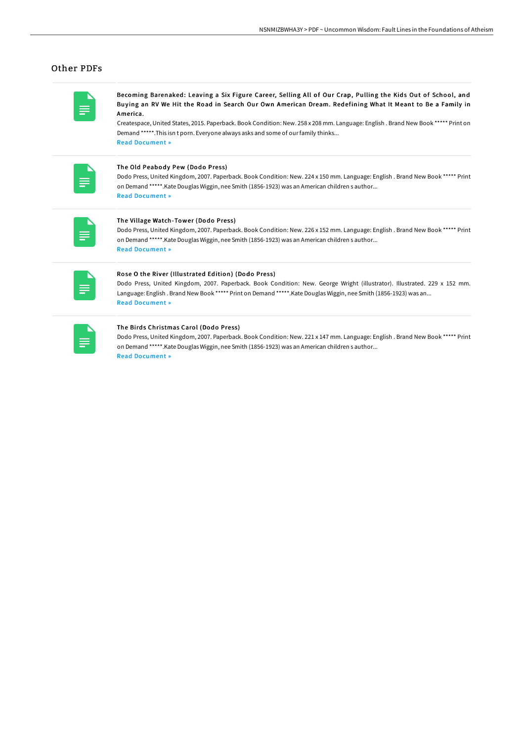## Other PDFs

**Becoming Barenaked: Leaving a Six Figure Career, Selling All of Our Crap, Pulling the Kids Out of School, and Buying an RV We Hit the Road in Search Our Own American Dream. Redefining What It Meant to Be a Family in America.**

Createspace, United States, 2015. Paperback. Book Condition: New. 258 x 208 mm. Language: English . Brand New Book ***** Print on Demand *****.This isn t porn. Everyone always asks and some of our family thinks...

Read Document »

**The Old Peabody Pew (Dodo Press)**

Dodo Press, United Kingdom, 2007. Paperback. Book Condition: New. 224 x 150 mm. Language: English . Brand New Book ***** Print on Demand *****.Kate Douglas Wiggin, nee Smith (1856-1923) was an American children s author...

Read Document »

**The Village Watch-Tower (Dodo Press)**

Dodo Press, United Kingdom, 2007. Paperback. Book Condition: New. 226 x 152 mm. Language: English . Brand New Book ***** Print on Demand *****.Kate Douglas Wiggin, nee Smith (1856-1923) was an American children s author...

Read Document »

**Rose O the River (Illustrated Edition) (Dodo Press)**

Dodo Press, United Kingdom, 2007. Paperback. Book Condition: New. George Wright (illustrator). Illustrated. 229 x 152 mm. Language: English . Brand New Book ***** Print on Demand *****.Kate Douglas Wiggin, nee Smith (1856-1923) was an...

Read Document »

**The Birds Christmas Carol (Dodo Press)**

Dodo Press, United Kingdom, 2007. Paperback. Book Condition: New. 221 x 147 mm. Language: English . Brand New Book ***** Print on Demand *****.Kate Douglas Wiggin, nee Smith (1856-1923) was an American children s author...

Read Document »